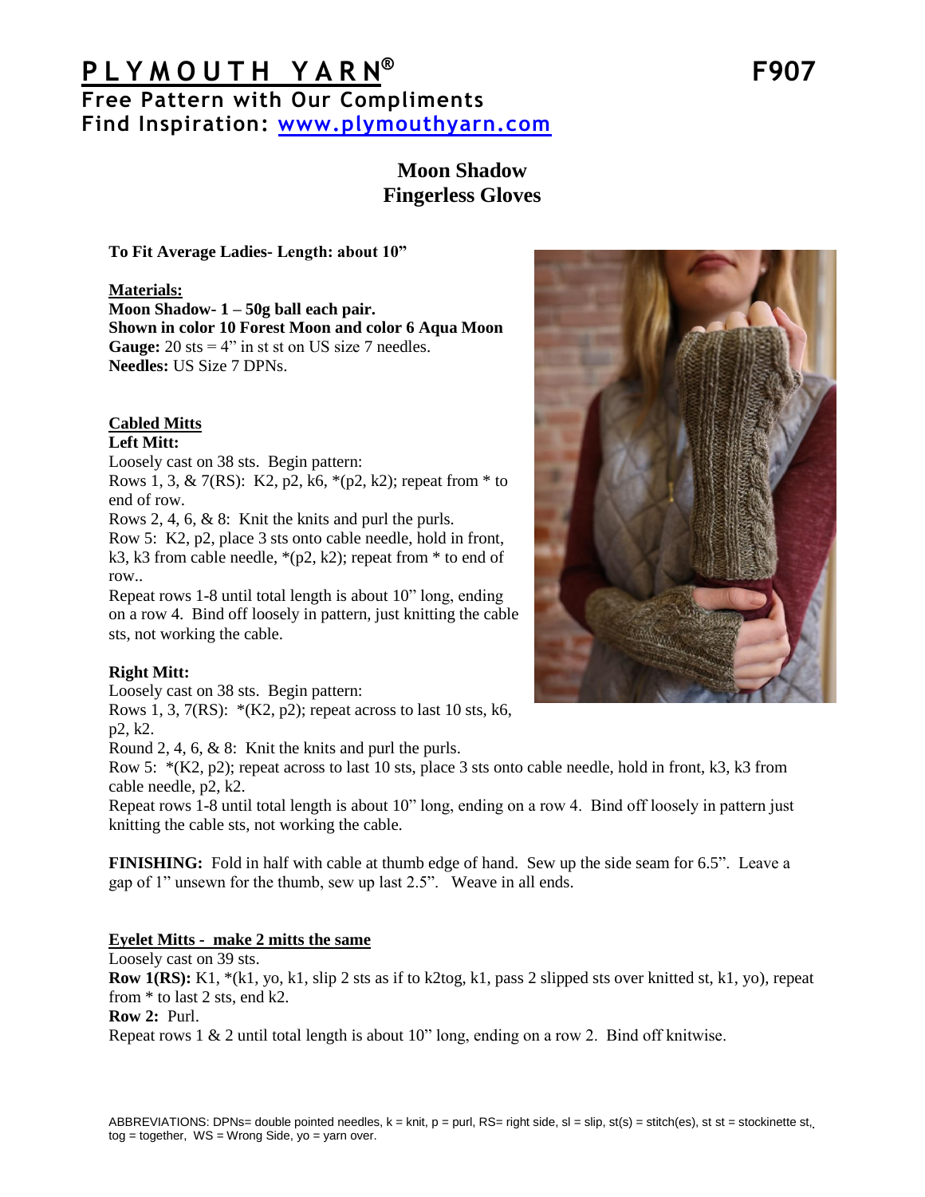# PLYMOUTH YARN® F907

**Free Pattern with Our Compliments**
**Find Inspiration: www.plymouthyarn.com**

## Moon Shadow
## Fingerless Gloves

**To Fit Average Ladies- Length: about 10"**

**Materials:**
**Moon Shadow- 1 – 50g ball each pair.**
**Shown in color 10 Forest Moon and color 6 Aqua Moon**
**Gauge:** 20 sts = 4" in st st on US size 7 needles.
**Needles:** US Size 7 DPNs.

### Cabled Mitts

**Left Mitt:**
Loosely cast on 38 sts. Begin pattern:
Rows 1, 3, & 7(RS): K2, p2, k6, *(p2, k2); repeat from * to end of row.
Rows 2, 4, 6, & 8: Knit the knits and purl the purls.
Row 5: K2, p2, place 3 sts onto cable needle, hold in front, k3, k3 from cable needle, *(p2, k2); repeat from * to end of row..
Repeat rows 1-8 until total length is about 10" long, ending on a row 4. Bind off loosely in pattern, just knitting the cable sts, not working the cable.

**Right Mitt:**
Loosely cast on 38 sts. Begin pattern:
Rows 1, 3, 7(RS): *(K2, p2); repeat across to last 10 sts, k6, p2, k2.
Round 2, 4, 6, & 8: Knit the knits and purl the purls.
Row 5: *(K2, p2); repeat across to last 10 sts, place 3 sts onto cable needle, hold in front, k3, k3 from cable needle, p2, k2.
Repeat rows 1-8 until total length is about 10" long, ending on a row 4. Bind off loosely in pattern just knitting the cable sts, not working the cable.

**FINISHING:** Fold in half with cable at thumb edge of hand. Sew up the side seam for 6.5". Leave a gap of 1" unsewn for the thumb, sew up last 2.5". Weave in all ends.

### Eyelet Mitts - make 2 mitts the same

Loosely cast on 39 sts.
**Row 1(RS):** K1, *(k1, yo, k1, slip 2 sts as if to k2tog, k1, pass 2 slipped sts over knitted st, k1, yo), repeat from * to last 2 sts, end k2.
**Row 2:** Purl.
Repeat rows 1 & 2 until total length is about 10" long, ending on a row 2. Bind off knitwise.

ABBREVIATIONS: DPNs= double pointed needles, k = knit, p = purl, RS= right side, sl = slip, st(s) = stitch(es), st st = stockinette st, tog = together, WS = Wrong Side, yo = yarn over.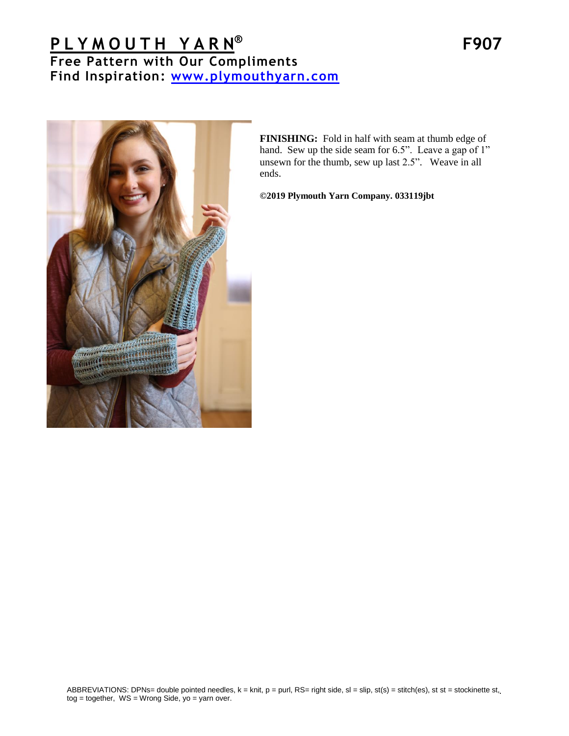**PLYMOUTH YARN®** **F907**

**Free Pattern with Our Compliments**

**Find Inspiration: www.plymouthyarn.com**

**FINISHING:** Fold in half with seam at thumb edge of hand. Sew up the side seam for 6.5". Leave a gap of 1" unsewn for the thumb, sew up last 2.5". Weave in all ends.

**©2019 Plymouth Yarn Company. 033119jbt**

ABBREVIATIONS: DPNs= double pointed needles, k = knit, p = purl, RS= right side, sl = slip, st(s) = stitch(es), st st = stockinette st, tog = together, WS = Wrong Side, yo = yarn over.